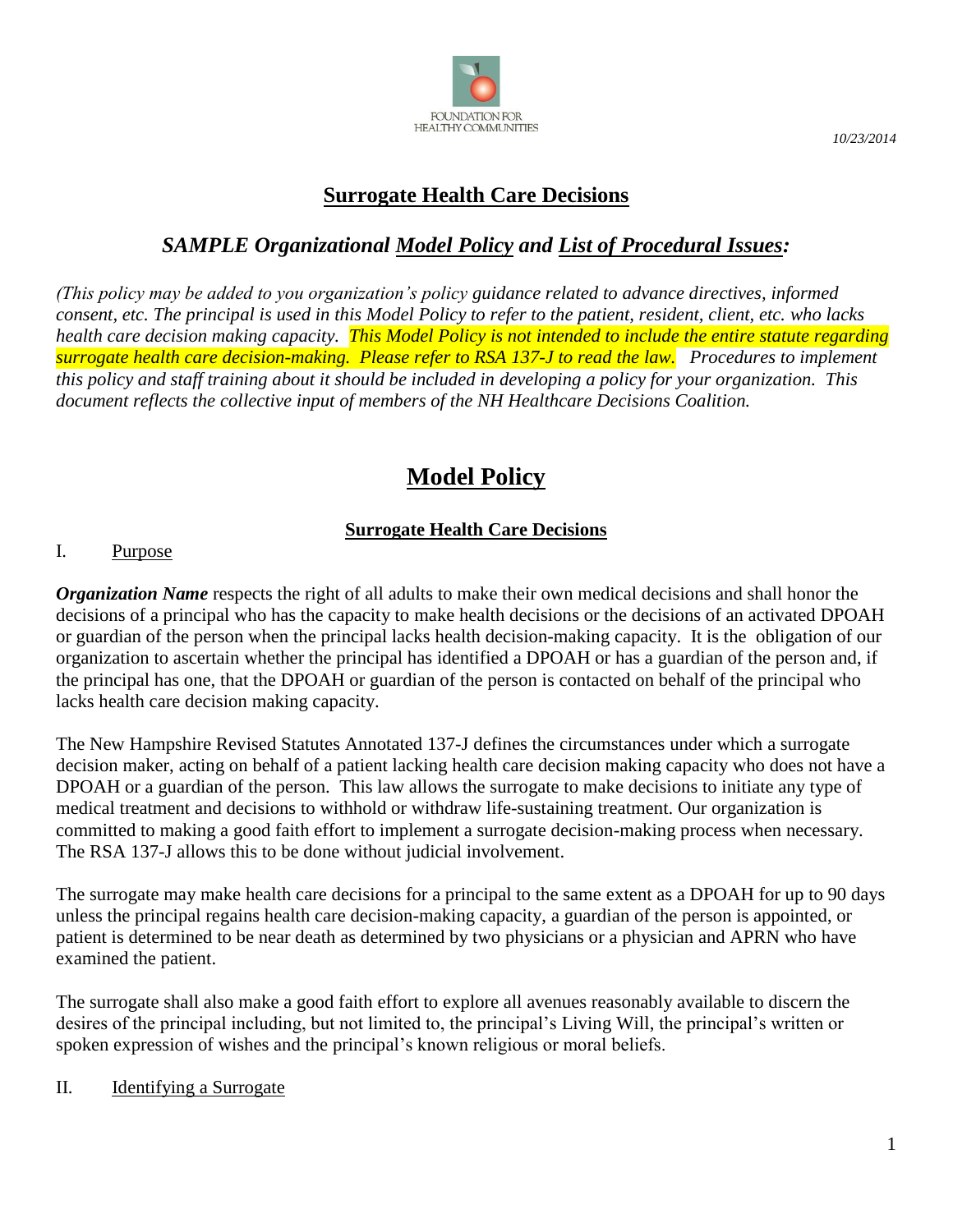FOUNDATION FOR HEALTHY COMMUNITIES

*10/23/2014*

# Surrogate Health Care Decisions

## *SAMPLE Organizational Model Policy and List of Procedural Issues:*

*(This policy may be added to you organization's policy guidance related to advance directives, informed consent, etc. The principal is used in this Model Policy to refer to the patient, resident, client, etc. who lacks health care decision making capacity. This Model Policy is not intended to include the entire statute regarding surrogate health care decision-making. Please refer to RSA 137-J to read the law. Procedures to implement this policy and staff training about it should be included in developing a policy for your organization. This document reflects the collective input of members of the NH Healthcare Decisions Coalition.*

# Model Policy

### Surrogate Health Care Decisions

I. Purpose

***Organization Name*** respects the right of all adults to make their own medical decisions and shall honor the decisions of a principal who has the capacity to make health decisions or the decisions of an activated DPOAH or guardian of the person when the principal lacks health decision-making capacity. It is the obligation of our organization to ascertain whether the principal has identified a DPOAH or has a guardian of the person and, if the principal has one, that the DPOAH or guardian of the person is contacted on behalf of the principal who lacks health care decision making capacity.

The New Hampshire Revised Statutes Annotated 137-J defines the circumstances under which a surrogate decision maker, acting on behalf of a patient lacking health care decision making capacity who does not have a DPOAH or a guardian of the person. This law allows the surrogate to make decisions to initiate any type of medical treatment and decisions to withhold or withdraw life-sustaining treatment. Our organization is committed to making a good faith effort to implement a surrogate decision-making process when necessary. The RSA 137-J allows this to be done without judicial involvement.

The surrogate may make health care decisions for a principal to the same extent as a DPOAH for up to 90 days unless the principal regains health care decision-making capacity, a guardian of the person is appointed, or patient is determined to be near death as determined by two physicians or a physician and APRN who have examined the patient.

The surrogate shall also make a good faith effort to explore all avenues reasonably available to discern the desires of the principal including, but not limited to, the principal's Living Will, the principal's written or spoken expression of wishes and the principal's known religious or moral beliefs.

II. Identifying a Surrogate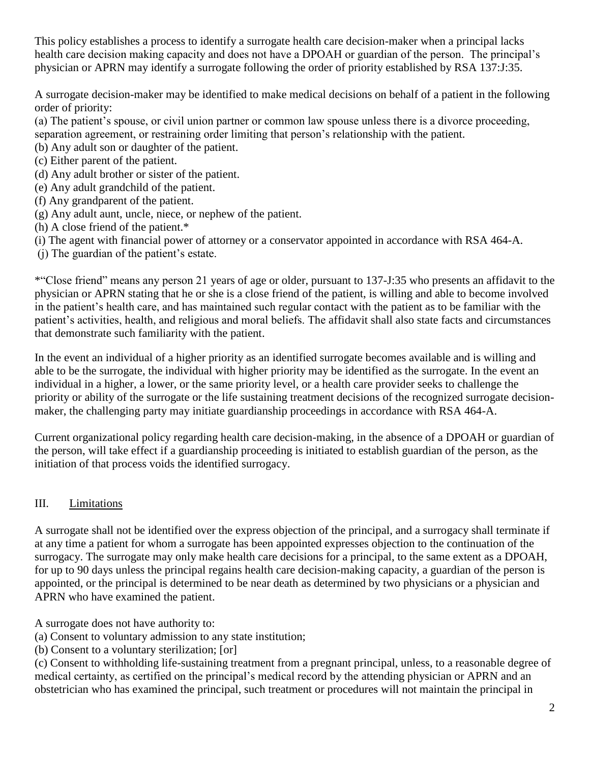This policy establishes a process to identify a surrogate health care decision-maker when a principal lacks health care decision making capacity and does not have a DPOAH or guardian of the person. The principal's physician or APRN may identify a surrogate following the order of priority established by RSA 137:J:35.

A surrogate decision-maker may be identified to make medical decisions on behalf of a patient in the following order of priority:

(a) The patient's spouse, or civil union partner or common law spouse unless there is a divorce proceeding, separation agreement, or restraining order limiting that person's relationship with the patient.
(b) Any adult son or daughter of the patient.
(c) Either parent of the patient.
(d) Any adult brother or sister of the patient.
(e) Any adult grandchild of the patient.
(f) Any grandparent of the patient.
(g) Any adult aunt, uncle, niece, or nephew of the patient.
(h) A close friend of the patient.*
(i) The agent with financial power of attorney or a conservator appointed in accordance with RSA 464-A.
(j) The guardian of the patient's estate.

*"Close friend" means any person 21 years of age or older, pursuant to 137-J:35 who presents an affidavit to the physician or APRN stating that he or she is a close friend of the patient, is willing and able to become involved in the patient's health care, and has maintained such regular contact with the patient as to be familiar with the patient's activities, health, and religious and moral beliefs. The affidavit shall also state facts and circumstances that demonstrate such familiarity with the patient.

In the event an individual of a higher priority as an identified surrogate becomes available and is willing and able to be the surrogate, the individual with higher priority may be identified as the surrogate. In the event an individual in a higher, a lower, or the same priority level, or a health care provider seeks to challenge the priority or ability of the surrogate or the life sustaining treatment decisions of the recognized surrogate decision-maker, the challenging party may initiate guardianship proceedings in accordance with RSA 464-A.

Current organizational policy regarding health care decision-making, in the absence of a DPOAH or guardian of the person, will take effect if a guardianship proceeding is initiated to establish guardian of the person, as the initiation of that process voids the identified surrogacy.

## III. Limitations

A surrogate shall not be identified over the express objection of the principal, and a surrogacy shall terminate if at any time a patient for whom a surrogate has been appointed expresses objection to the continuation of the surrogacy. The surrogate may only make health care decisions for a principal, to the same extent as a DPOAH, for up to 90 days unless the principal regains health care decision-making capacity, a guardian of the person is appointed, or the principal is determined to be near death as determined by two physicians or a physician and APRN who have examined the patient.

A surrogate does not have authority to:

(a) Consent to voluntary admission to any state institution;
(b) Consent to a voluntary sterilization; [or]
(c) Consent to withholding life-sustaining treatment from a pregnant principal, unless, to a reasonable degree of medical certainty, as certified on the principal's medical record by the attending physician or APRN and an obstetrician who has examined the principal, such treatment or procedures will not maintain the principal in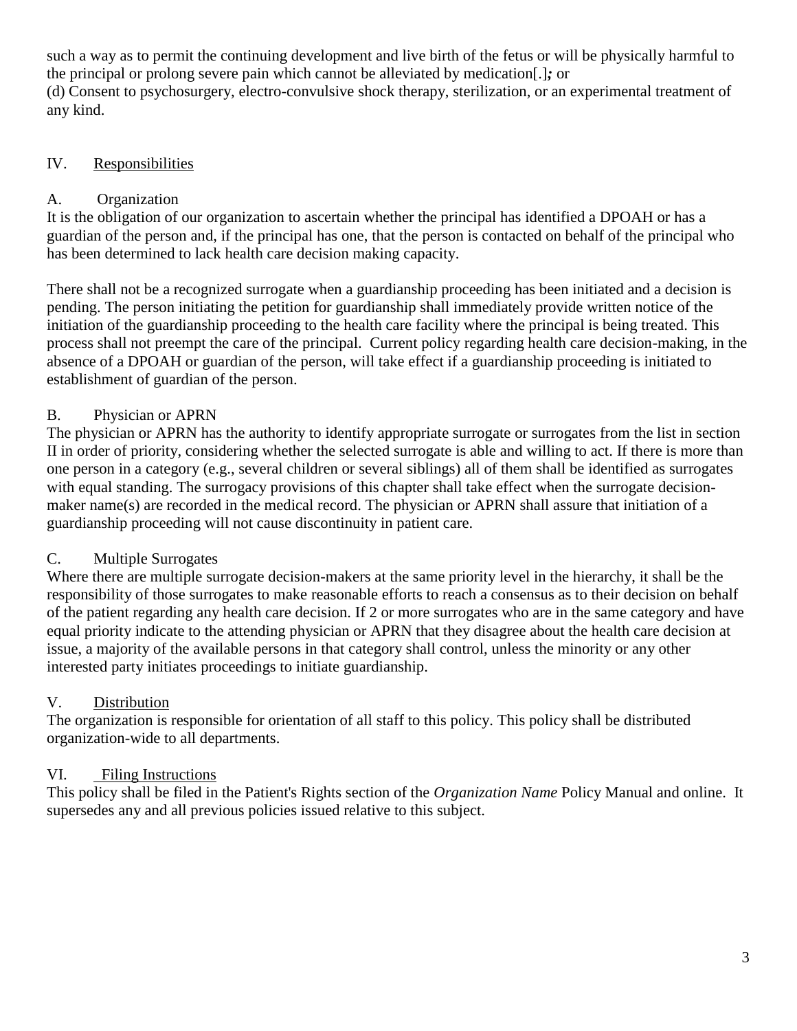such a way as to permit the continuing development and live birth of the fetus or will be physically harmful to the principal or prolong severe pain which cannot be alleviated by medication[.]***;*** or
(d) Consent to psychosurgery, electro-convulsive shock therapy, sterilization, or an experimental treatment of any kind.

## IV. <u>Responsibilities</u>

### A. Organization

It is the obligation of our organization to ascertain whether the principal has identified a DPOAH or has a guardian of the person and, if the principal has one, that the person is contacted on behalf of the principal who has been determined to lack health care decision making capacity.

There shall not be a recognized surrogate when a guardianship proceeding has been initiated and a decision is pending. The person initiating the petition for guardianship shall immediately provide written notice of the initiation of the guardianship proceeding to the health care facility where the principal is being treated. This process shall not preempt the care of the principal. Current policy regarding health care decision-making, in the absence of a DPOAH or guardian of the person, will take effect if a guardianship proceeding is initiated to establishment of guardian of the person.

### B. Physician or APRN

The physician or APRN has the authority to identify appropriate surrogate or surrogates from the list in section II in order of priority, considering whether the selected surrogate is able and willing to act. If there is more than one person in a category (e.g., several children or several siblings) all of them shall be identified as surrogates with equal standing. The surrogacy provisions of this chapter shall take effect when the surrogate decision-maker name(s) are recorded in the medical record. The physician or APRN shall assure that initiation of a guardianship proceeding will not cause discontinuity in patient care.

### C. Multiple Surrogates

Where there are multiple surrogate decision-makers at the same priority level in the hierarchy, it shall be the responsibility of those surrogates to make reasonable efforts to reach a consensus as to their decision on behalf of the patient regarding any health care decision. If 2 or more surrogates who are in the same category and have equal priority indicate to the attending physician or APRN that they disagree about the health care decision at issue, a majority of the available persons in that category shall control, unless the minority or any other interested party initiates proceedings to initiate guardianship.

## V. <u>Distribution</u>

The organization is responsible for orientation of all staff to this policy. This policy shall be distributed organization-wide to all departments.

## VI. <u>Filing Instructions</u>

This policy shall be filed in the Patient's Rights section of the *Organization Name* Policy Manual and online. It supersedes any and all previous policies issued relative to this subject.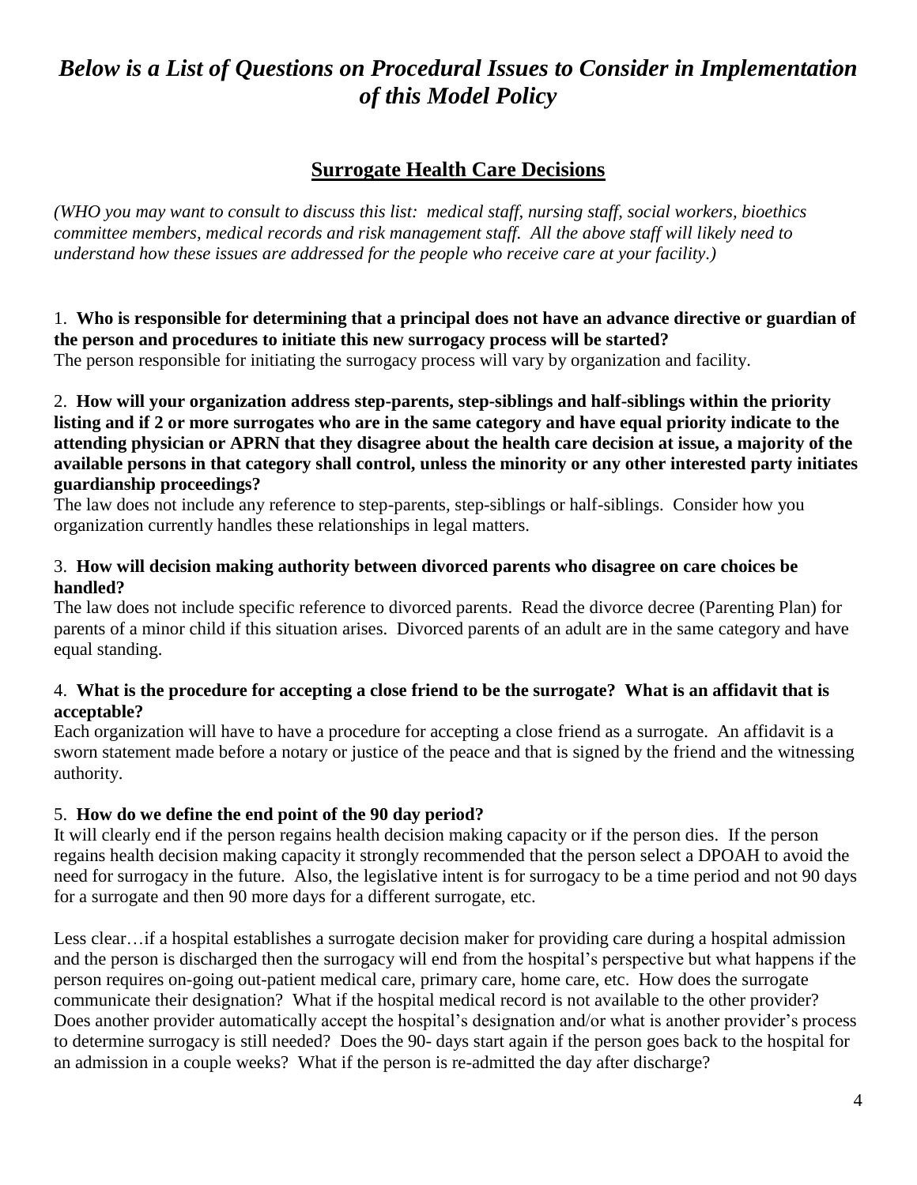# *Below is a List of Questions on Procedural Issues to Consider in Implementation of this Model Policy*

## Surrogate Health Care Decisions

*(WHO you may want to consult to discuss this list: medical staff, nursing staff, social workers, bioethics committee members, medical records and risk management staff. All the above staff will likely need to understand how these issues are addressed for the people who receive care at your facility.)*

1. **Who is responsible for determining that a principal does not have an advance directive or guardian of the person and procedures to initiate this new surrogacy process will be started?**
The person responsible for initiating the surrogacy process will vary by organization and facility.

2. **How will your organization address step-parents, step-siblings and half-siblings within the priority listing and if 2 or more surrogates who are in the same category and have equal priority indicate to the attending physician or APRN that they disagree about the health care decision at issue, a majority of the available persons in that category shall control, unless the minority or any other interested party initiates guardianship proceedings?**
The law does not include any reference to step-parents, step-siblings or half-siblings. Consider how you organization currently handles these relationships in legal matters.

3. **How will decision making authority between divorced parents who disagree on care choices be handled?**
The law does not include specific reference to divorced parents. Read the divorce decree (Parenting Plan) for parents of a minor child if this situation arises. Divorced parents of an adult are in the same category and have equal standing.

4. **What is the procedure for accepting a close friend to be the surrogate? What is an affidavit that is acceptable?**
Each organization will have to have a procedure for accepting a close friend as a surrogate. An affidavit is a sworn statement made before a notary or justice of the peace and that is signed by the friend and the witnessing authority.

5. **How do we define the end point of the 90 day period?**
It will clearly end if the person regains health decision making capacity or if the person dies. If the person regains health decision making capacity it strongly recommended that the person select a DPOAH to avoid the need for surrogacy in the future. Also, the legislative intent is for surrogacy to be a time period and not 90 days for a surrogate and then 90 more days for a different surrogate, etc.

Less clear…if a hospital establishes a surrogate decision maker for providing care during a hospital admission and the person is discharged then the surrogacy will end from the hospital's perspective but what happens if the person requires on-going out-patient medical care, primary care, home care, etc. How does the surrogate communicate their designation? What if the hospital medical record is not available to the other provider? Does another provider automatically accept the hospital's designation and/or what is another provider's process to determine surrogacy is still needed? Does the 90- days start again if the person goes back to the hospital for an admission in a couple weeks? What if the person is re-admitted the day after discharge?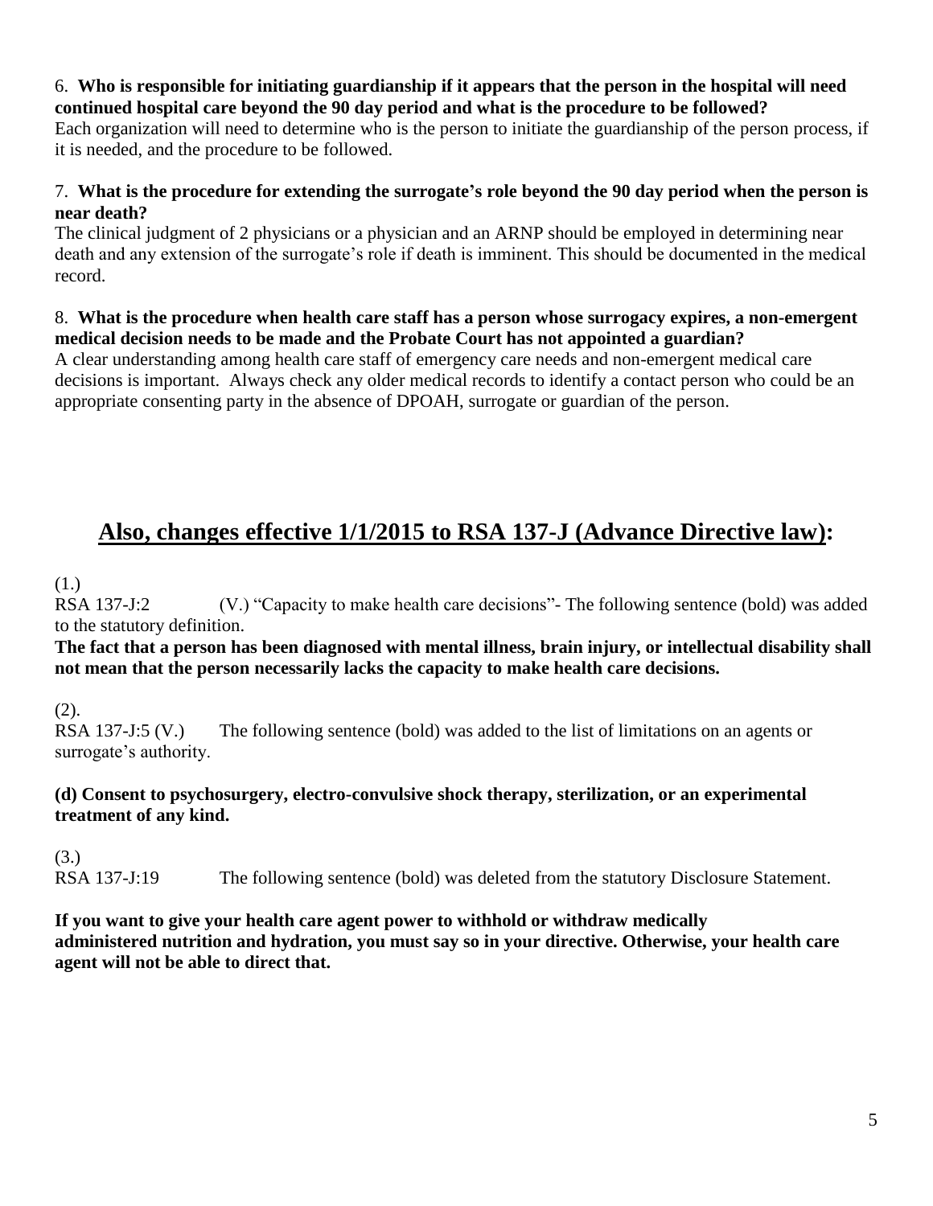6. **Who is responsible for initiating guardianship if it appears that the person in the hospital will need continued hospital care beyond the 90 day period and what is the procedure to be followed?**
Each organization will need to determine who is the person to initiate the guardianship of the person process, if it is needed, and the procedure to be followed.

7. **What is the procedure for extending the surrogate's role beyond the 90 day period when the person is near death?**
The clinical judgment of 2 physicians or a physician and an ARNP should be employed in determining near death and any extension of the surrogate's role if death is imminent. This should be documented in the medical record.

8. **What is the procedure when health care staff has a person whose surrogacy expires, a non-emergent medical decision needs to be made and the Probate Court has not appointed a guardian?**
A clear understanding among health care staff of emergency care needs and non-emergent medical care decisions is important. Always check any older medical records to identify a contact person who could be an appropriate consenting party in the absence of DPOAH, surrogate or guardian of the person.

## Also, changes effective 1/1/2015 to RSA 137-J (Advance Directive law):

(1.)
RSA 137-J:2 (V.) "Capacity to make health care decisions"- The following sentence (bold) was added to the statutory definition.

**The fact that a person has been diagnosed with mental illness, brain injury, or intellectual disability shall not mean that the person necessarily lacks the capacity to make health care decisions.**

(2).
RSA 137-J:5 (V.) The following sentence (bold) was added to the list of limitations on an agents or surrogate's authority.

**(d) Consent to psychosurgery, electro-convulsive shock therapy, sterilization, or an experimental treatment of any kind.**

(3.)
RSA 137-J:19 The following sentence (bold) was deleted from the statutory Disclosure Statement.

**If you want to give your health care agent power to withhold or withdraw medically administered nutrition and hydration, you must say so in your directive. Otherwise, your health care agent will not be able to direct that.**